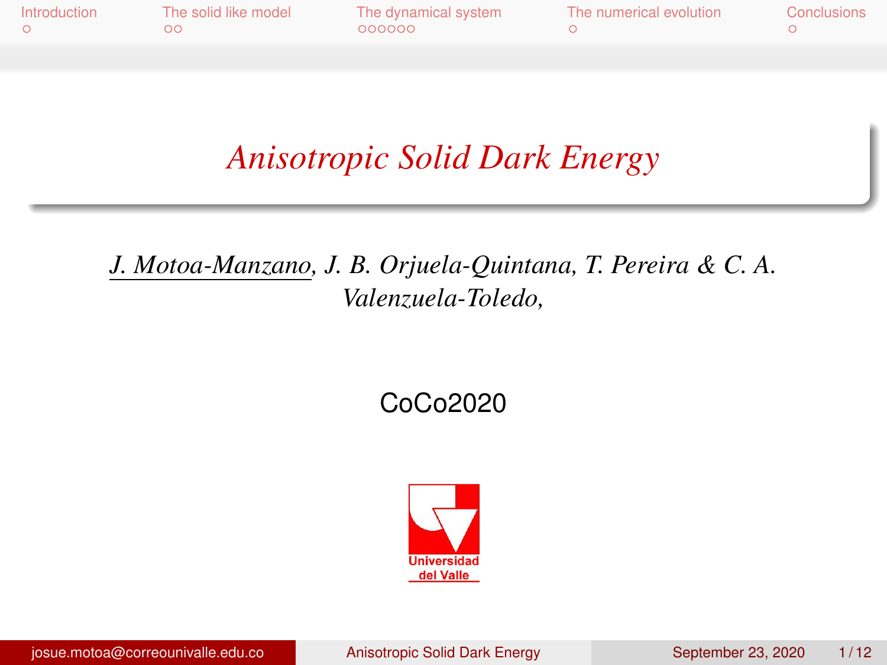# *Anisotropic Solid Dark Energy*

*J. Motoa-Manzano, J. B. Orjuela-Quintana, T. Pereira & C. A. Valenzuela-Toledo,*

CoCo2020

Universidad del Valle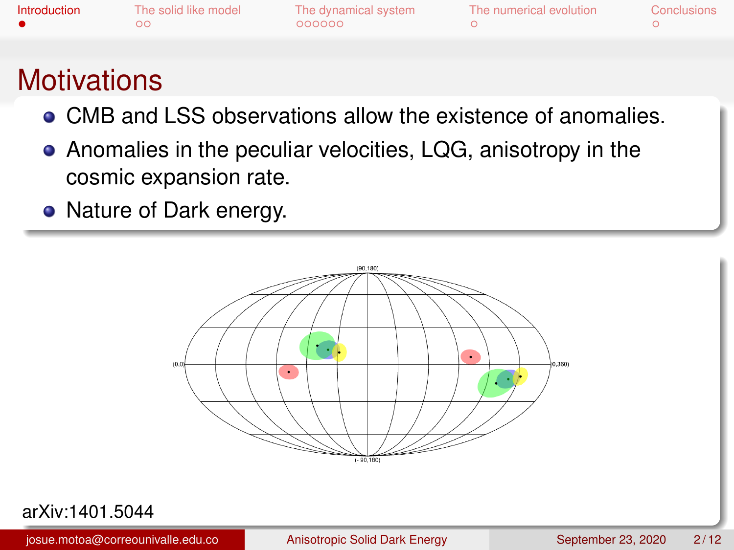# Motivations

- CMB and LSS observations allow the existence of anomalies.
- Anomalies in the peculiar velocities, LQG, anisotropy in the cosmic expansion rate.
- Nature of Dark energy.

arXiv:1401.5044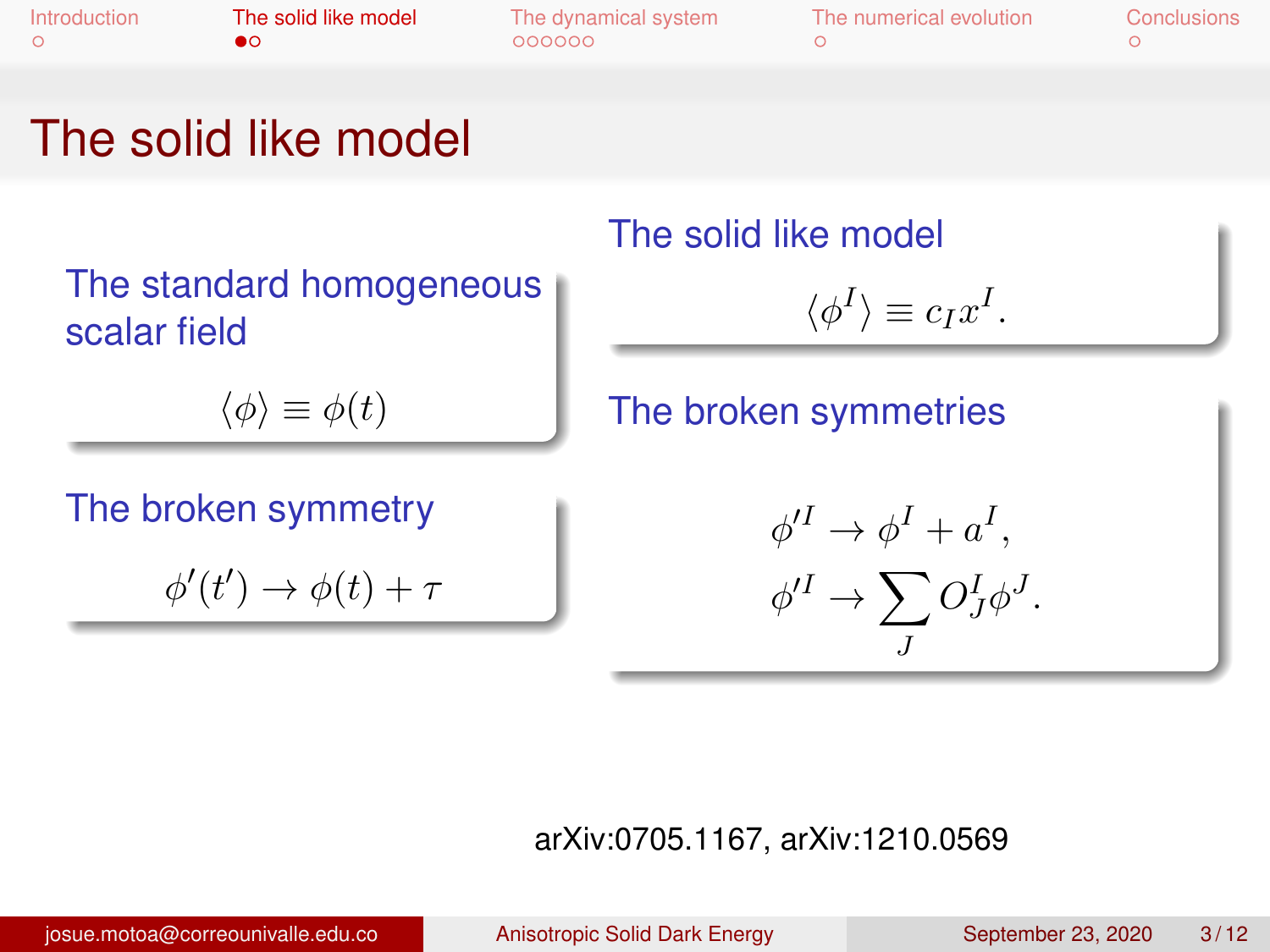# The solid like model

### The standard homogeneous scalar field

$$\langle \phi \rangle \equiv \phi(t)$$

### The broken symmetry

$$\phi'(t') \to \phi(t) + \tau$$

### The solid like model

$$\langle \phi^I \rangle \equiv c_I x^I.$$

### The broken symmetries

$$\phi'^I \to \phi^I + a^I,$$

$$\phi'^I \to \sum_J O^I_J \phi^J.$$

arXiv:0705.1167, arXiv:1210.0569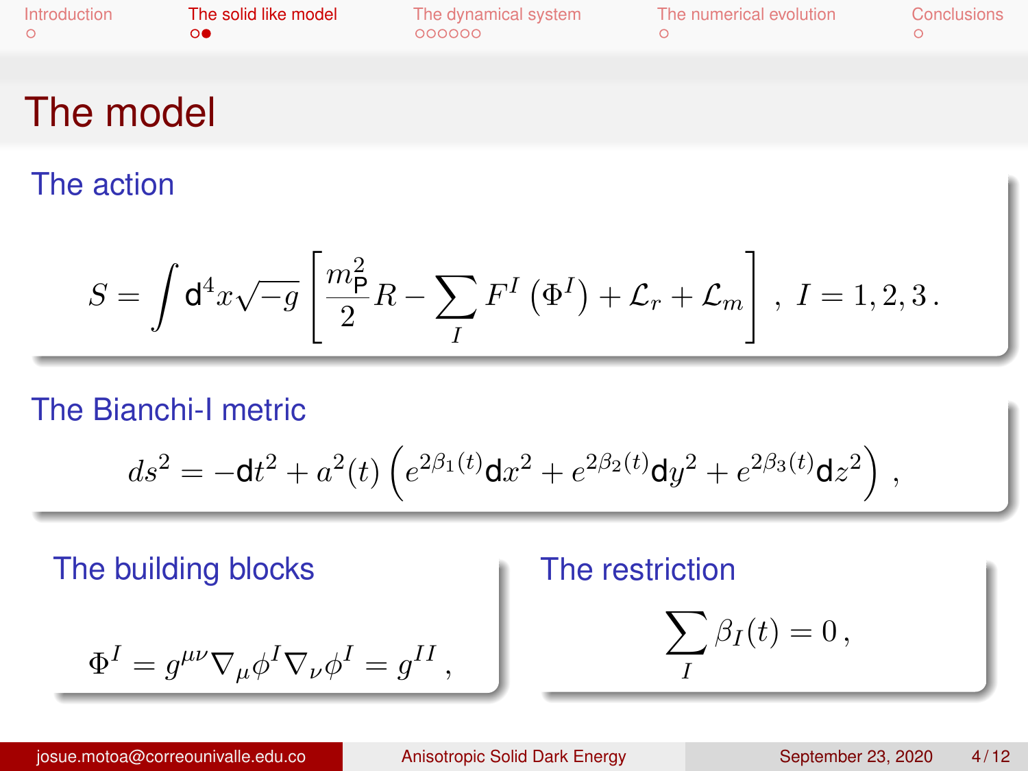# The model

## The action

$$S = \int \mathrm{d}^4x \sqrt{-g} \left[ \frac{m_{\mathrm{P}}^2}{2} R - \sum_I F^I \left( \Phi^I \right) + \mathcal{L}_r + \mathcal{L}_m \right] \,, \; I = 1, 2, 3 \,.$$

## The Bianchi-I metric

$$ds^2 = -\mathrm{d}t^2 + a^2(t) \left( e^{2\beta_1(t)} \mathrm{d}x^2 + e^{2\beta_2(t)} \mathrm{d}y^2 + e^{2\beta_3(t)} \mathrm{d}z^2 \right) \,,$$

## The building blocks

$$\Phi^I = g^{\mu\nu} \nabla_\mu \phi^I \nabla_\nu \phi^I = g^{II} \,,$$

## The restriction

$$\sum_I \beta_I(t) = 0 \,,$$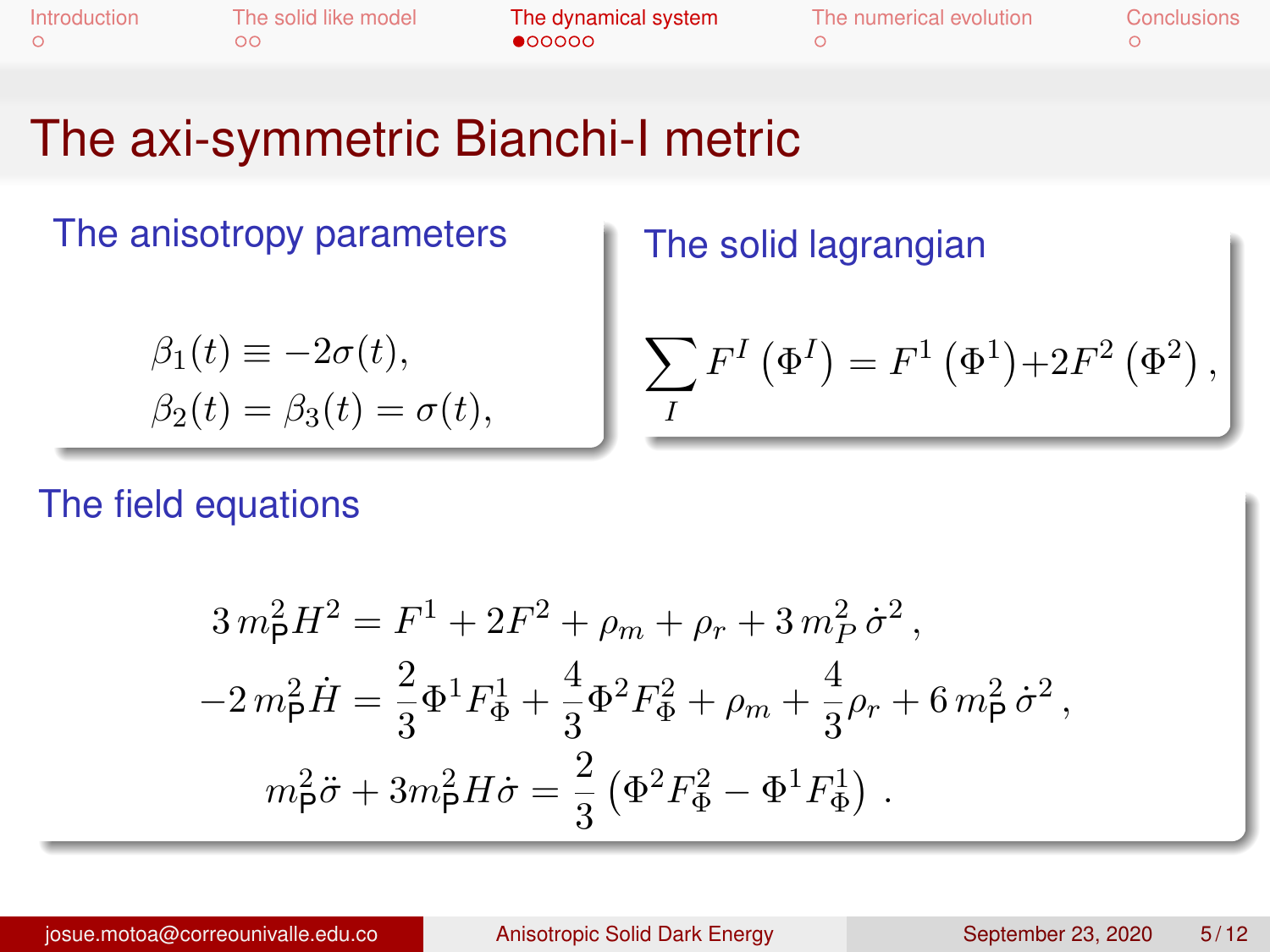# The axi-symmetric Bianchi-I metric

## The anisotropy parameters

$$
\beta_1(t) \equiv -2\sigma(t),
$$
$$
\beta_2(t) = \beta_3(t) = \sigma(t),
$$

## The solid lagrangian

$$
\sum_I F^I\left(\Phi^I\right) = F^1\left(\Phi^1\right) + 2F^2\left(\Phi^2\right),
$$

## The field equations

$$
3\,m_{\mathsf{P}}^2 H^2 = F^1 + 2F^2 + \rho_m + \rho_r + 3\,m_P^2\,\dot{\sigma}^2\,,
$$
$$
-2\,m_{\mathsf{P}}^2 \dot{H} = \frac{2}{3}\Phi^1 F_{\Phi}^1 + \frac{4}{3}\Phi^2 F_{\Phi}^2 + \rho_m + \frac{4}{3}\rho_r + 6\,m_{\mathsf{P}}^2\,\dot{\sigma}^2\,,
$$
$$
m_{\mathsf{P}}^2 \ddot{\sigma} + 3 m_{\mathsf{P}}^2 H \dot{\sigma} = \frac{2}{3}\left(\Phi^2 F_{\Phi}^2 - \Phi^1 F_{\Phi}^1\right)\,.
$$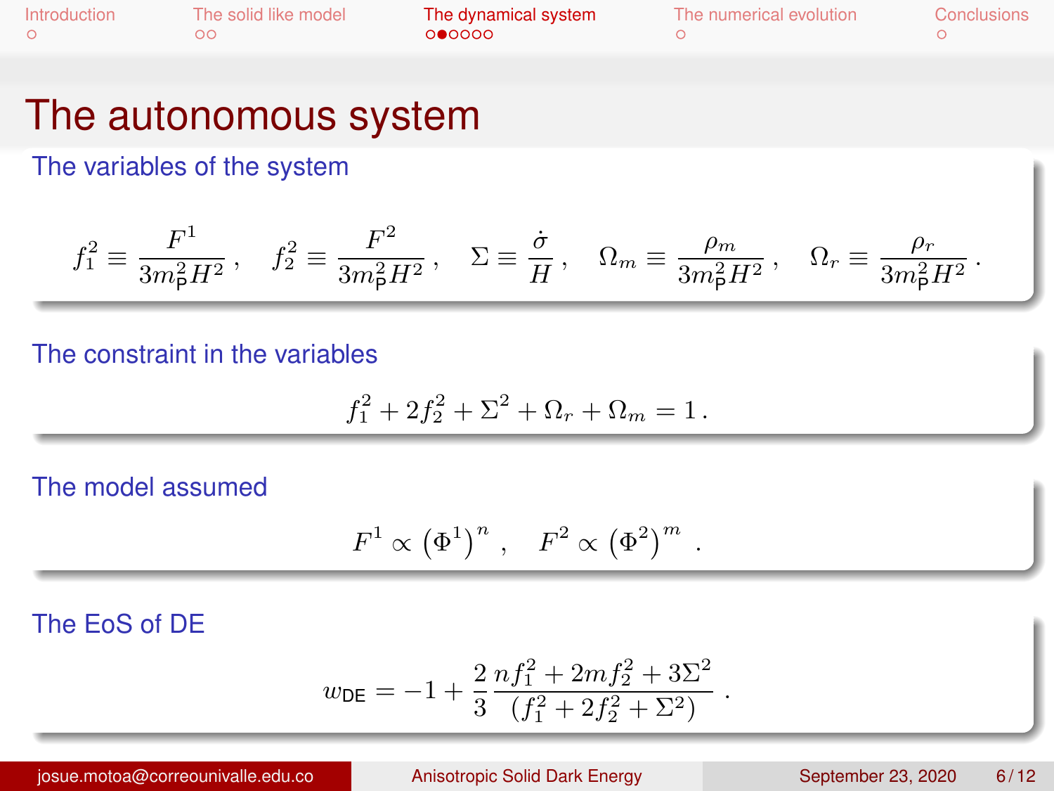# The autonomous system

## The variables of the system

$$f_1^2 \equiv \frac{F^1}{3m_{\mathsf{P}}^2 H^2}\,, \quad f_2^2 \equiv \frac{F^2}{3m_{\mathsf{P}}^2 H^2}\,, \quad \Sigma \equiv \frac{\dot{\sigma}}{H}\,, \quad \Omega_m \equiv \frac{\rho_m}{3m_{\mathsf{P}}^2 H^2}\,, \quad \Omega_r \equiv \frac{\rho_r}{3m_{\mathsf{P}}^2 H^2}\,.$$

## The constraint in the variables

$$f_1^2 + 2f_2^2 + \Sigma^2 + \Omega_r + \Omega_m = 1\,.$$

## The model assumed

$$F^1 \propto \left(\Phi^1\right)^n\,, \quad F^2 \propto \left(\Phi^2\right)^m\,.$$

## The EoS of DE

$$w_{\mathsf{DE}} = -1 + \frac{2}{3}\frac{nf_1^2 + 2mf_2^2 + 3\Sigma^2}{\left(f_1^2 + 2f_2^2 + \Sigma^2\right)}\,.$$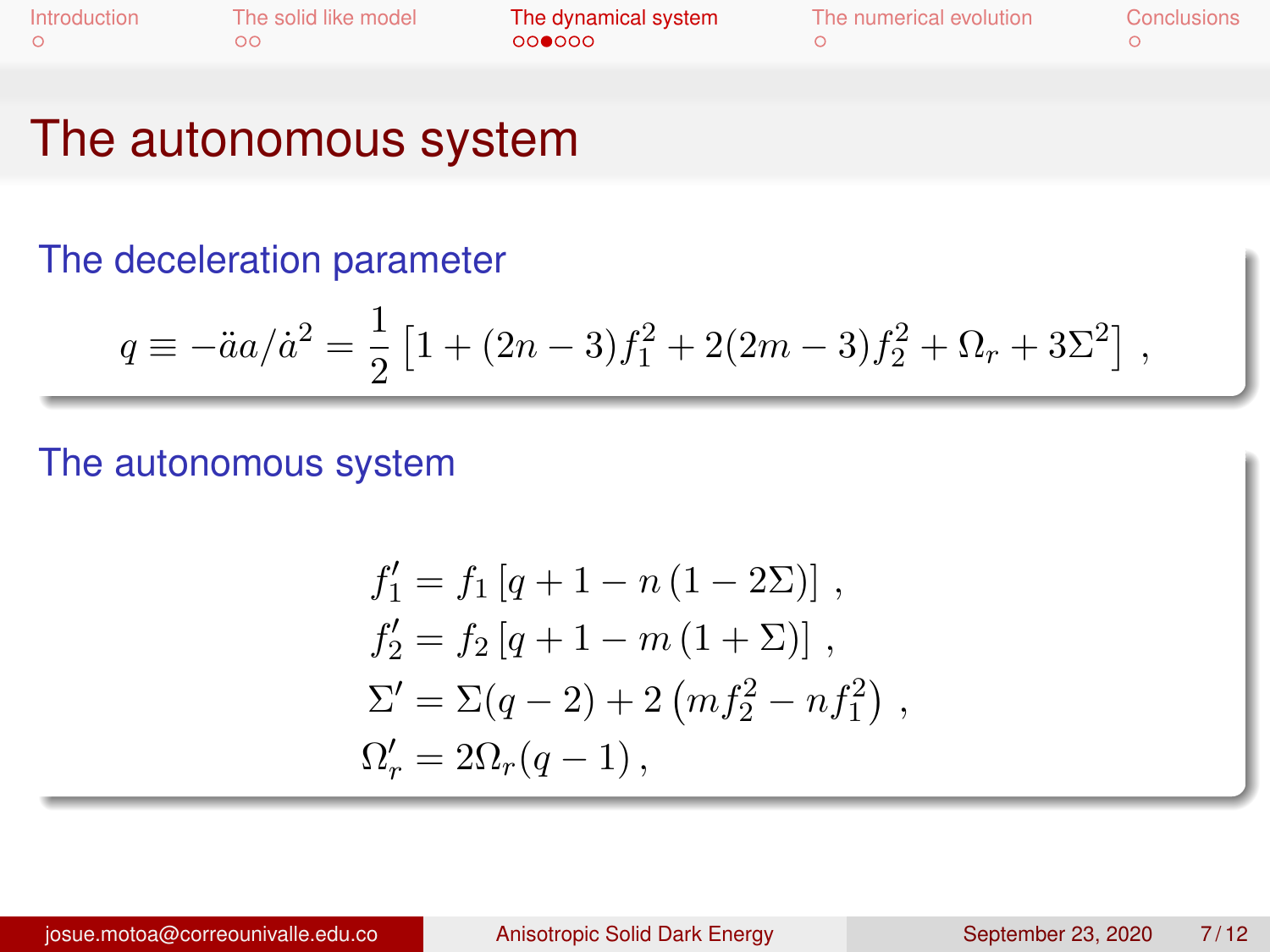# The autonomous system

## The deceleration parameter

$$q \equiv -\ddot{a}a/\dot{a}^2 = \frac{1}{2}\left[1 + (2n-3)f_1^2 + 2(2m-3)f_2^2 + \Omega_r + 3\Sigma^2\right] ,$$

## The autonomous system

$$\begin{aligned}
f_1' &= f_1\left[q + 1 - n\left(1 - 2\Sigma\right)\right] , \\
f_2' &= f_2\left[q + 1 - m\left(1 + \Sigma\right)\right] , \\
\Sigma' &= \Sigma(q-2) + 2\left(mf_2^2 - nf_1^2\right) , \\
\Omega_r' &= 2\Omega_r(q-1) ,
\end{aligned}$$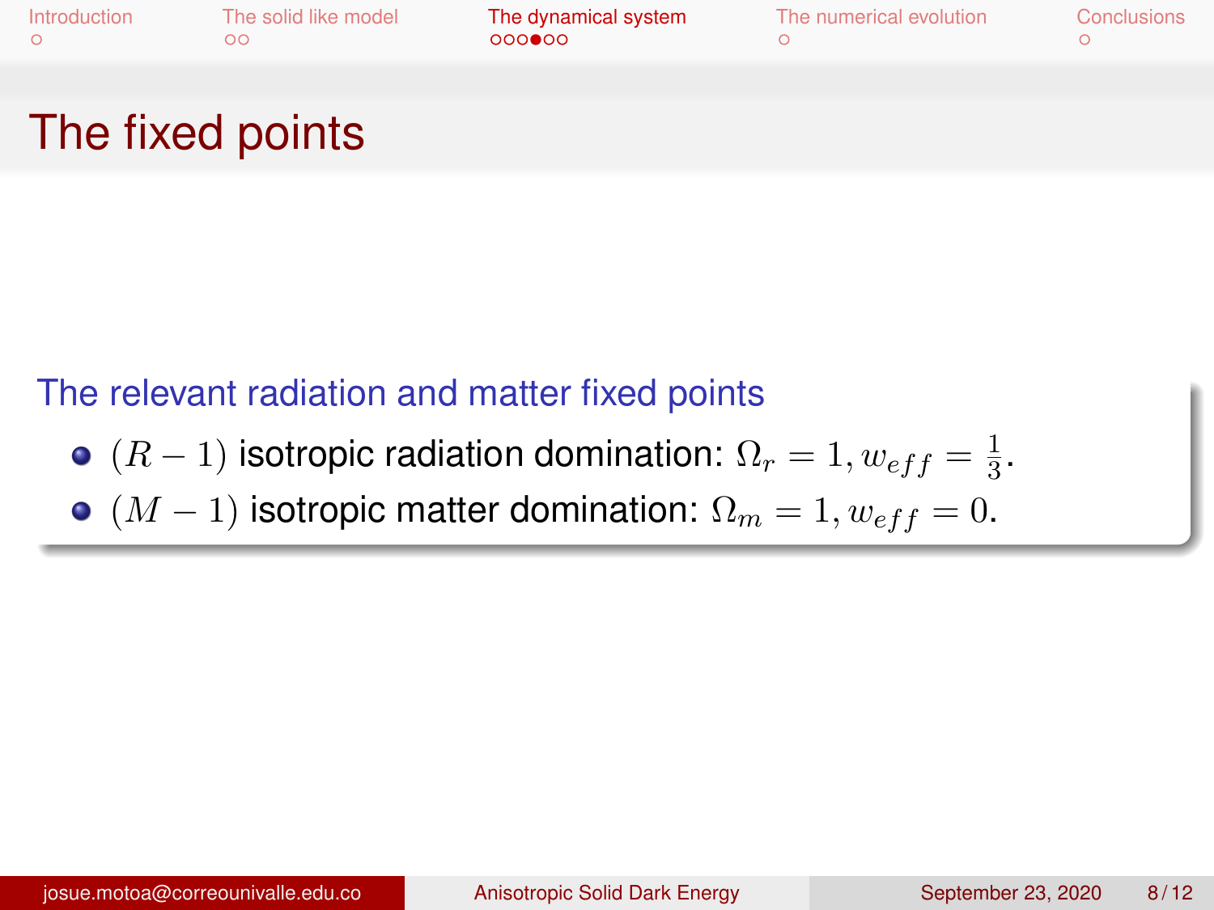# The fixed points

### The relevant radiation and matter fixed points

- $(R-1)$ isotropic radiation domination: $\Omega_r = 1, w_{eff} = \frac{1}{3}$.
- $(M-1)$ isotropic matter domination: $\Omega_m = 1, w_{eff} = 0$.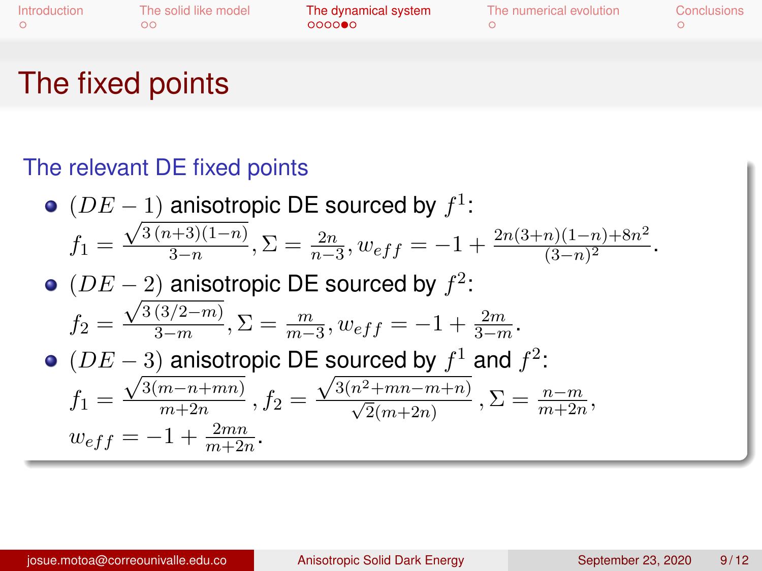# The fixed points

## The relevant DE fixed points

- $(DE-1)$ anisotropic DE sourced by $f^1$:
  $f_1 = \frac{\sqrt{3\,(n+3)(1-n)}}{3-n}, \Sigma = \frac{2n}{n-3}, w_{eff} = -1 + \frac{2n(3+n)(1-n)+8n^2}{(3-n)^2}$.
- $(DE-2)$ anisotropic DE sourced by $f^2$:
  $f_2 = \frac{\sqrt{3\,(3/2-m)}}{3-m}, \Sigma = \frac{m}{m-3}, w_{eff} = -1 + \frac{2m}{3-m}$.
- $(DE-3)$ anisotropic DE sourced by $f^1$ and $f^2$:
  $f_1 = \frac{\sqrt{3(m-n+mn)}}{m+2n}, f_2 = \frac{\sqrt{3(n^2+mn-m+n)}}{\sqrt{2}(m+2n)}, \Sigma = \frac{n-m}{m+2n}$,
  $w_{eff} = -1 + \frac{2mn}{m+2n}$.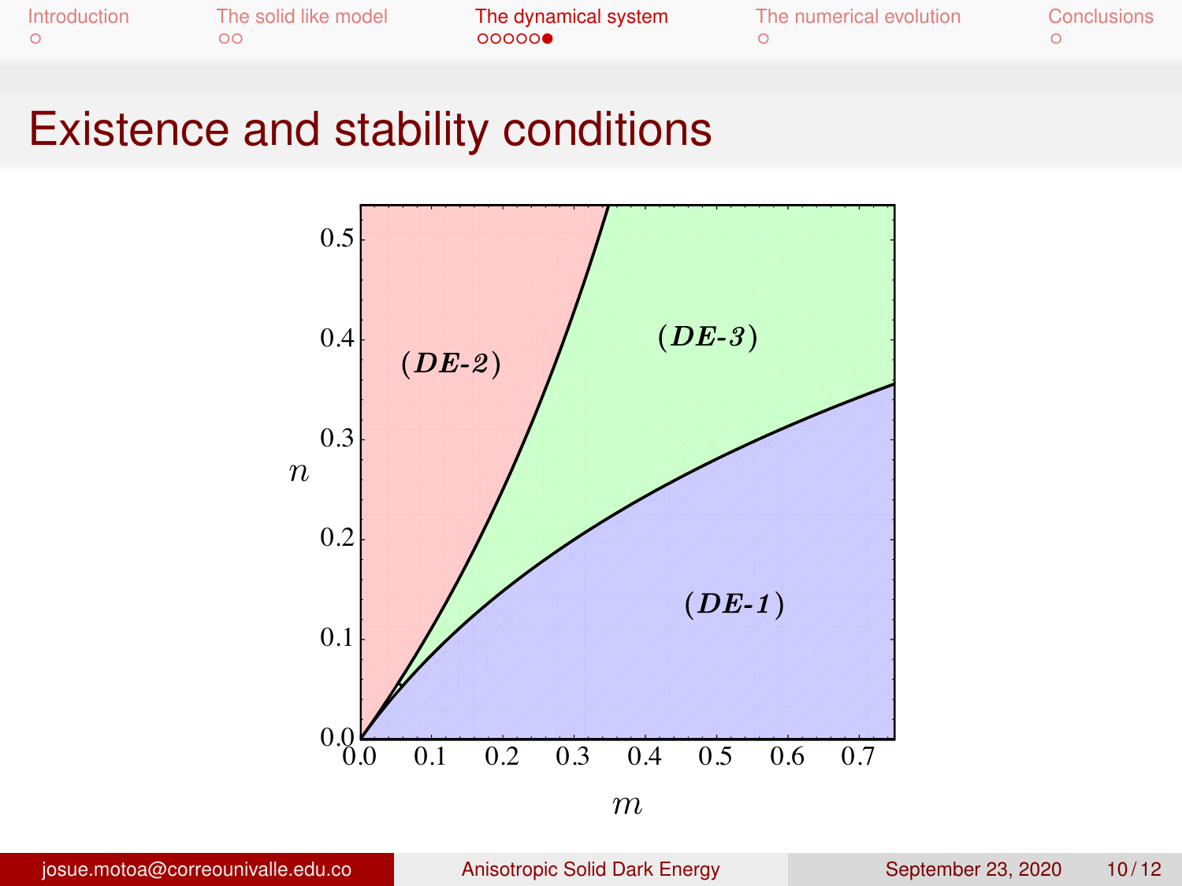# Existence and stability conditions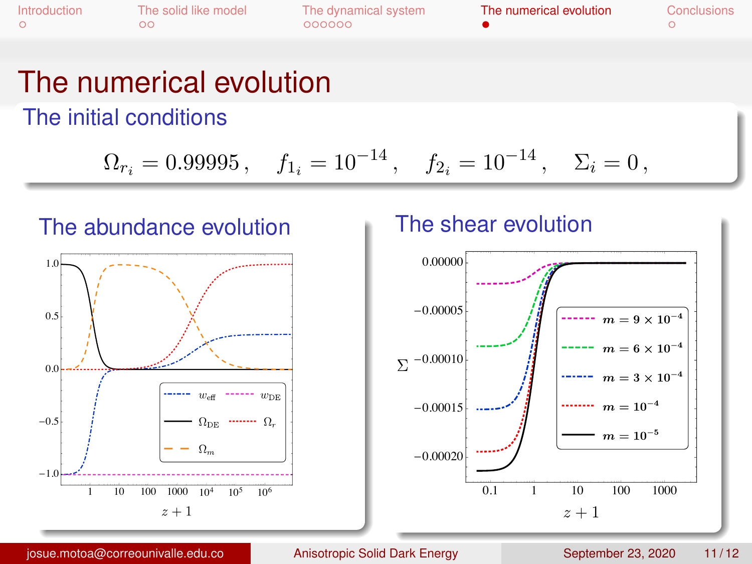# The numerical evolution

## The initial conditions

$$\Omega_{r_i} = 0.99995\,, \quad f_{1_i} = 10^{-14}\,, \quad f_{2_i} = 10^{-14}\,, \quad \Sigma_i = 0\,,$$

## The abundance evolution

## The shear evolution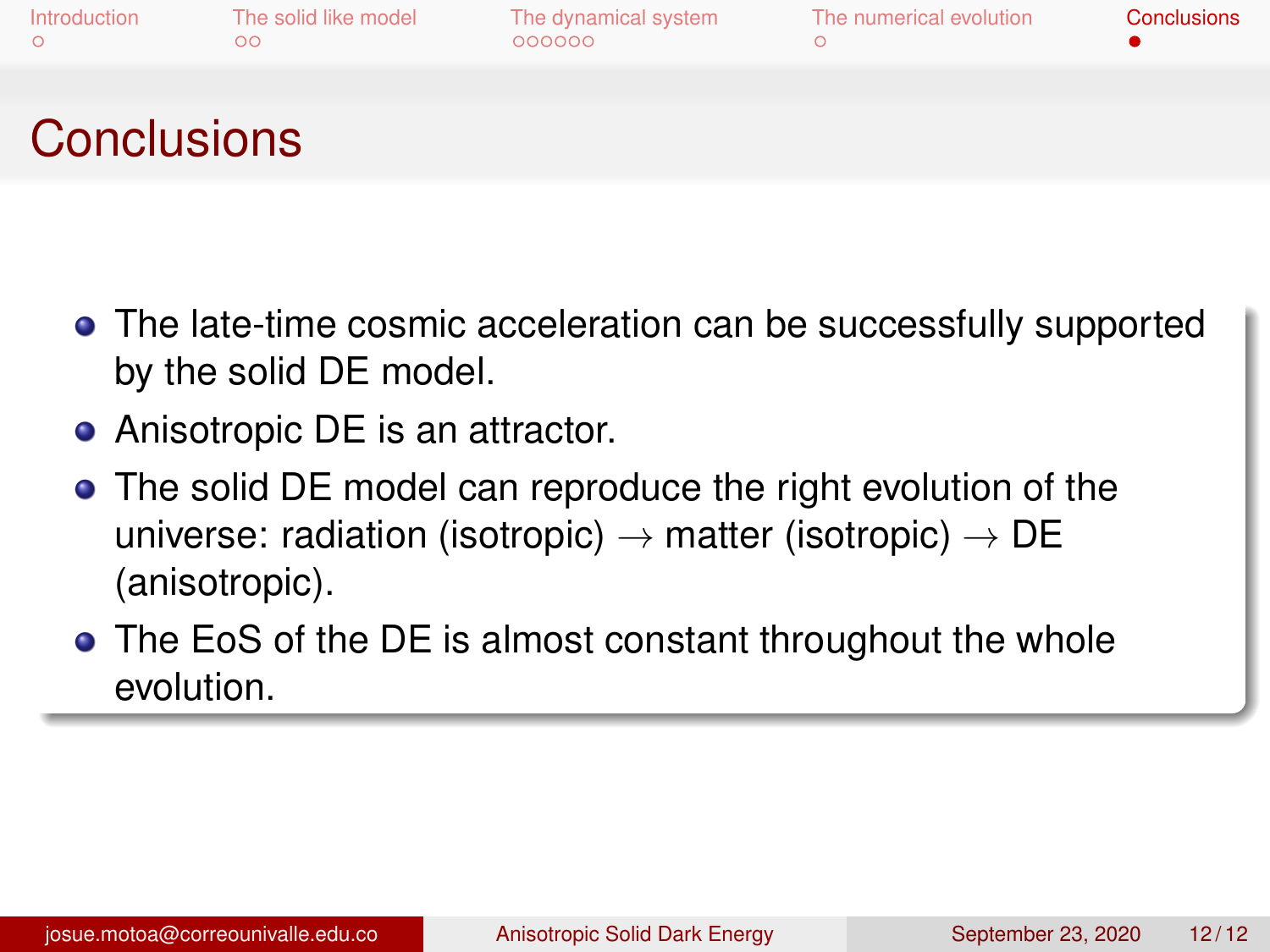# Conclusions

- The late-time cosmic acceleration can be successfully supported by the solid DE model.
- Anisotropic DE is an attractor.
- The solid DE model can reproduce the right evolution of the universe: radiation (isotropic) $\rightarrow$ matter (isotropic) $\rightarrow$ DE (anisotropic).
- The EoS of the DE is almost constant throughout the whole evolution.